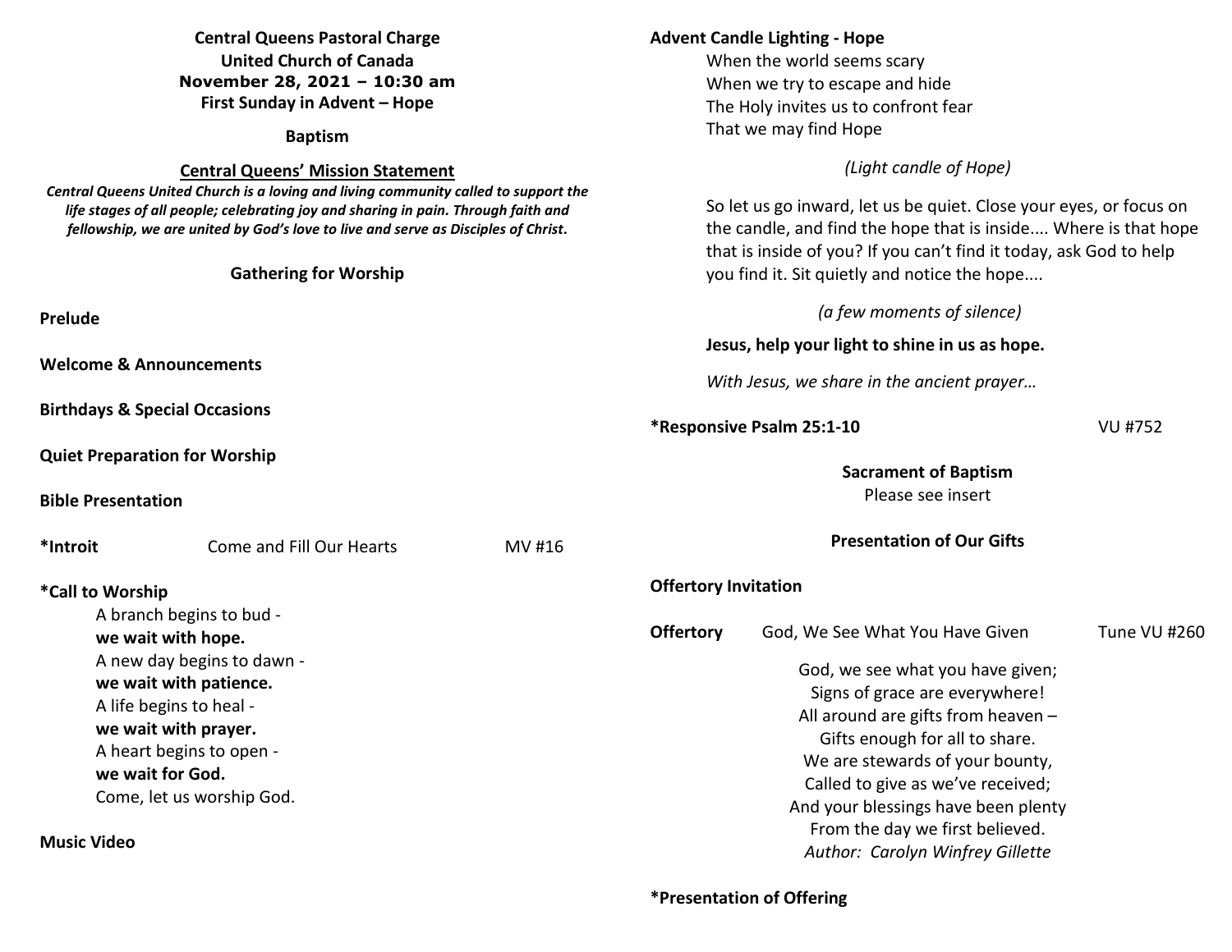**Central Queens Pastoral Charge**
**United Church of Canada**
**November 28, 2021 – 10:30 am**
**First Sunday in Advent – Hope**

**Baptism**

**Central Queens' Mission Statement**

***Central Queens United Church is a loving and living community called to support the life stages of all people; celebrating joy and sharing in pain. Through faith and fellowship, we are united by God's love to live and serve as Disciples of Christ.***

## Gathering for Worship

**Prelude**

**Welcome & Announcements**

**Birthdays & Special Occasions**

**Quiet Preparation for Worship**

**Bible Presentation**

**\*Introit** Come and Fill Our Hearts MV #16

**\*Call to Worship**

A branch begins to bud -
**we wait with hope.**
A new day begins to dawn -
**we wait with patience.**
A life begins to heal -
**we wait with prayer.**
A heart begins to open -
**we wait for God.**
Come, let us worship God.

**Music Video**

**Advent Candle Lighting - Hope**

When the world seems scary
When we try to escape and hide
The Holy invites us to confront fear
That we may find Hope

*(Light candle of Hope)*

So let us go inward, let us be quiet. Close your eyes, or focus on the candle, and find the hope that is inside.... Where is that hope that is inside of you? If you can't find it today, ask God to help you find it. Sit quietly and notice the hope....

*(a few moments of silence)*

**Jesus, help your light to shine in us as hope.**

*With Jesus, we share in the ancient prayer…*

**\*Responsive Psalm 25:1-10** VU #752

**Sacrament of Baptism**
Please see insert

## Presentation of Our Gifts

**Offertory Invitation**

**Offertory** God, We See What You Have Given Tune VU #260

God, we see what you have given;
Signs of grace are everywhere!
All around are gifts from heaven –
Gifts enough for all to share.
We are stewards of your bounty,
Called to give as we've received;
And your blessings have been plenty
From the day we first believed.
*Author: Carolyn Winfrey Gillette*

**\*Presentation of Offering**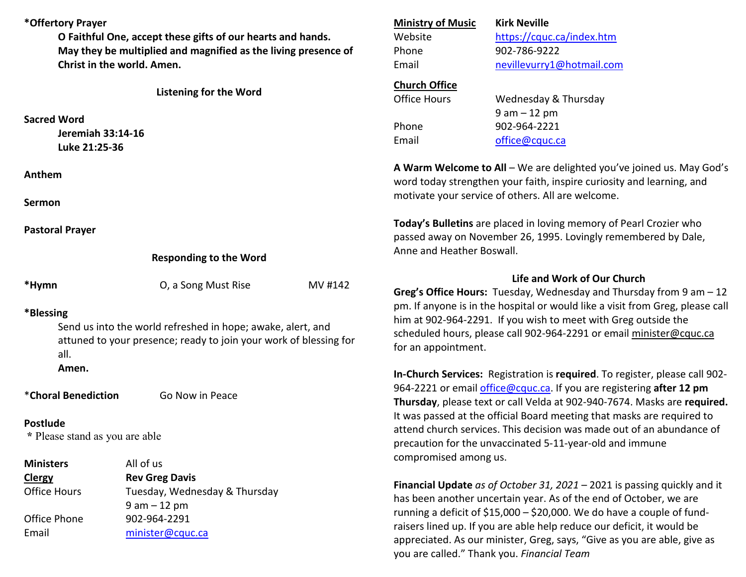**\*Offertory Prayer**

**O Faithful One, accept these gifts of our hearts and hands. May they be multiplied and magnified as the living presence of Christ in the world. Amen.**

**Listening for the Word**

**Sacred Word**

**Jeremiah 33:14-16**
**Luke 21:25-36**

**Anthem**

**Sermon**

**Pastoral Prayer**

**Responding to the Word**

**\*Hymn** O, a Song Must Rise MV #142

**\*Blessing**

Send us into the world refreshed in hope; awake, alert, and attuned to your presence; ready to join your work of blessing for all.
**Amen.**

\***Choral Benediction** Go Now in Peace

**Postlude**

\* Please stand as you are able

| | |
|---|---|
| **Ministers** | All of us |
| **Clergy** | **Rev Greg Davis** |
| Office Hours | Tuesday, Wednesday & Thursday 9 am – 12 pm |
| Office Phone | 902-964-2291 |
| Email | minister@cquc.ca |

| | |
|---|---|
| **Ministry of Music** | **Kirk Neville** |
| Website | https://cquc.ca/index.htm |
| Phone | 902-786-9222 |
| Email | nevillevurry1@hotmail.com |

| | |
|---|---|
| **Church Office** | |
| Office Hours | Wednesday & Thursday 9 am – 12 pm |
| Phone | 902-964-2221 |
| Email | office@cquc.ca |

**A Warm Welcome to All** – We are delighted you've joined us. May God's word today strengthen your faith, inspire curiosity and learning, and motivate your service of others. All are welcome.

**Today's Bulletins** are placed in loving memory of Pearl Crozier who passed away on November 26, 1995. Lovingly remembered by Dale, Anne and Heather Boswall.

**Life and Work of Our Church**

**Greg's Office Hours:** Tuesday, Wednesday and Thursday from 9 am – 12 pm. If anyone is in the hospital or would like a visit from Greg, please call him at 902-964-2291. If you wish to meet with Greg outside the scheduled hours, please call 902-964-2291 or email minister@cquc.ca for an appointment.

**In-Church Services:** Registration is **required**. To register, please call 902-964-2221 or email office@cquc.ca. If you are registering **after 12 pm Thursday**, please text or call Velda at 902-940-7674. Masks are **required.** It was passed at the official Board meeting that masks are required to attend church services. This decision was made out of an abundance of precaution for the unvaccinated 5-11-year-old and immune compromised among us.

**Financial Update** *as of October 31, 2021* – 2021 is passing quickly and it has been another uncertain year. As of the end of October, we are running a deficit of $15,000 – $20,000. We do have a couple of fund-raisers lined up. If you are able help reduce our deficit, it would be appreciated. As our minister, Greg, says, "Give as you are able, give as you are called." Thank you. *Financial Team*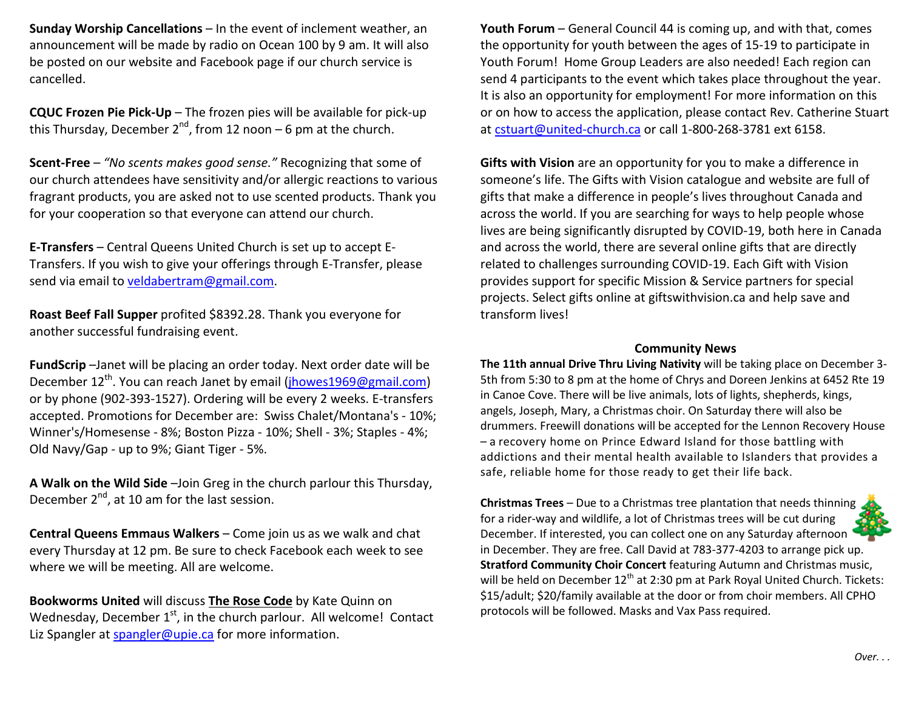**Sunday Worship Cancellations** – In the event of inclement weather, an announcement will be made by radio on Ocean 100 by 9 am. It will also be posted on our website and Facebook page if our church service is cancelled.

**CQUC Frozen Pie Pick-Up** – The frozen pies will be available for pick-up this Thursday, December 2nd, from 12 noon – 6 pm at the church.

**Scent-Free** – *"No scents makes good sense."* Recognizing that some of our church attendees have sensitivity and/or allergic reactions to various fragrant products, you are asked not to use scented products. Thank you for your cooperation so that everyone can attend our church.

**E-Transfers** – Central Queens United Church is set up to accept E-Transfers. If you wish to give your offerings through E-Transfer, please send via email to veldabertram@gmail.com.

**Roast Beef Fall Supper** profited $8392.28. Thank you everyone for another successful fundraising event.

**FundScrip** –Janet will be placing an order today. Next order date will be December 12th. You can reach Janet by email (jhowes1969@gmail.com) or by phone (902-393-1527). Ordering will be every 2 weeks. E-transfers accepted. Promotions for December are: Swiss Chalet/Montana's - 10%; Winner's/Homesense - 8%; Boston Pizza - 10%; Shell - 3%; Staples - 4%; Old Navy/Gap - up to 9%; Giant Tiger - 5%.

**A Walk on the Wild Side** –Join Greg in the church parlour this Thursday, December 2nd, at 10 am for the last session.

**Central Queens Emmaus Walkers** – Come join us as we walk and chat every Thursday at 12 pm. Be sure to check Facebook each week to see where we will be meeting. All are welcome.

**Bookworms United** will discuss **The Rose Code** by Kate Quinn on Wednesday, December 1st, in the church parlour. All welcome! Contact Liz Spangler at spangler@upie.ca for more information.

**Youth Forum** – General Council 44 is coming up, and with that, comes the opportunity for youth between the ages of 15-19 to participate in Youth Forum! Home Group Leaders are also needed! Each region can send 4 participants to the event which takes place throughout the year. It is also an opportunity for employment! For more information on this or on how to access the application, please contact Rev. Catherine Stuart at cstuart@united-church.ca or call 1-800-268-3781 ext 6158.

**Gifts with Vision** are an opportunity for you to make a difference in someone's life. The Gifts with Vision catalogue and website are full of gifts that make a difference in people's lives throughout Canada and across the world. If you are searching for ways to help people whose lives are being significantly disrupted by COVID-19, both here in Canada and across the world, there are several online gifts that are directly related to challenges surrounding COVID-19. Each Gift with Vision provides support for specific Mission & Service partners for special projects. Select gifts online at giftswithvision.ca and help save and transform lives!

## Community News

**The 11th annual Drive Thru Living Nativity** will be taking place on December 3-5th from 5:30 to 8 pm at the home of Chrys and Doreen Jenkins at 6452 Rte 19 in Canoe Cove. There will be live animals, lots of lights, shepherds, kings, angels, Joseph, Mary, a Christmas choir. On Saturday there will also be drummers. Freewill donations will be accepted for the Lennon Recovery House – a recovery home on Prince Edward Island for those battling with addictions and their mental health available to Islanders that provides a safe, reliable home for those ready to get their life back.

**Christmas Trees** – Due to a Christmas tree plantation that needs thinning for a rider-way and wildlife, a lot of Christmas trees will be cut during December. If interested, you can collect one on any Saturday afternoon in December. They are free. Call David at 783-377-4203 to arrange pick up.

**Stratford Community Choir Concert** featuring Autumn and Christmas music, will be held on December 12th at 2:30 pm at Park Royal United Church. Tickets: $15/adult; $20/family available at the door or from choir members. All CPHO protocols will be followed. Masks and Vax Pass required.

*Over. . .*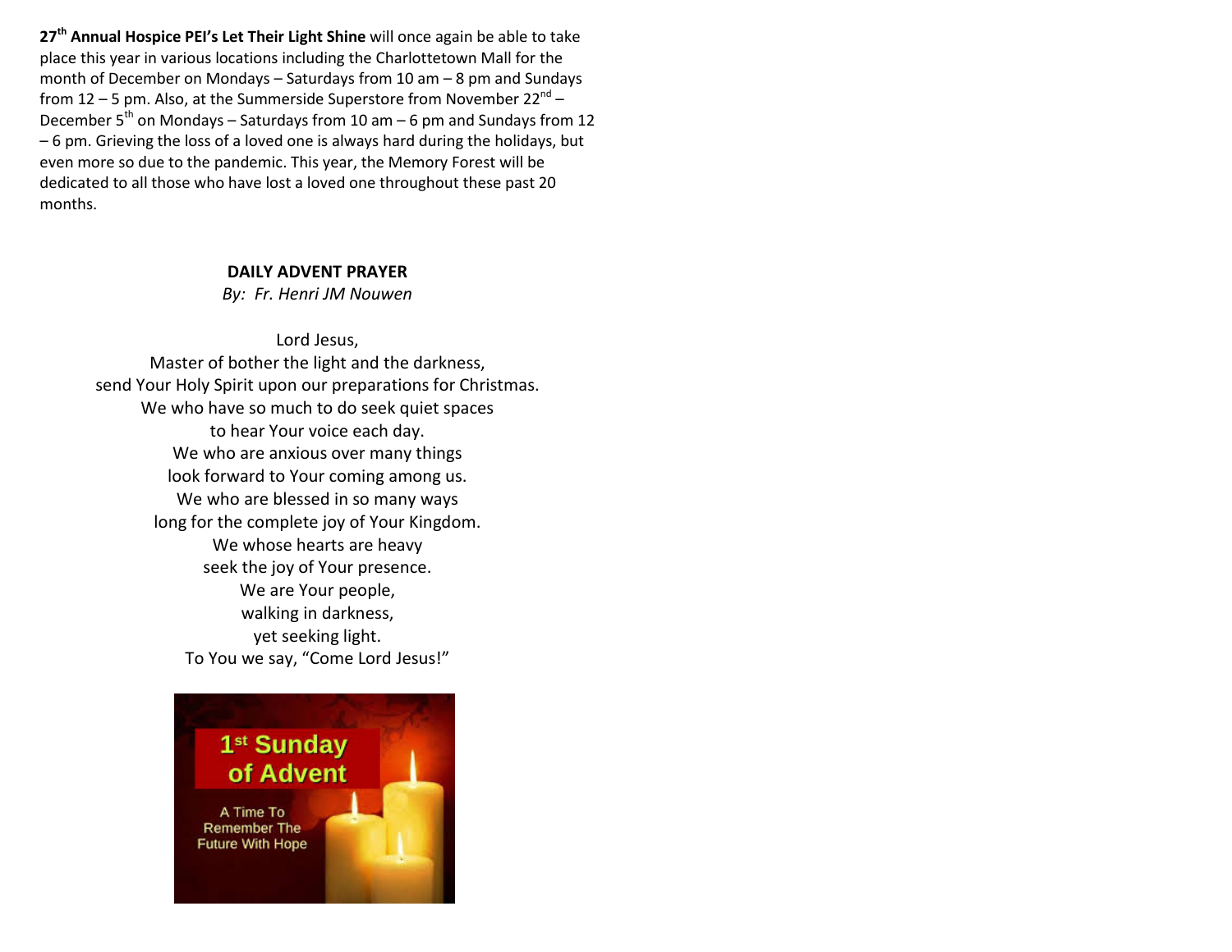**27th Annual Hospice PEI's Let Their Light Shine** will once again be able to take place this year in various locations including the Charlottetown Mall for the month of December on Mondays – Saturdays from 10 am – 8 pm and Sundays from 12 – 5 pm. Also, at the Summerside Superstore from November 22nd – December 5th on Mondays – Saturdays from 10 am – 6 pm and Sundays from 12 – 6 pm. Grieving the loss of a loved one is always hard during the holidays, but even more so due to the pandemic. This year, the Memory Forest will be dedicated to all those who have lost a loved one throughout these past 20 months.

**DAILY ADVENT PRAYER**

*By: Fr. Henri JM Nouwen*

Lord Jesus,
Master of bother the light and the darkness,
send Your Holy Spirit upon our preparations for Christmas.
We who have so much to do seek quiet spaces
to hear Your voice each day.
We who are anxious over many things
look forward to Your coming among us.
We who are blessed in so many ways
long for the complete joy of Your Kingdom.
We whose hearts are heavy
seek the joy of Your presence.
We are Your people,
walking in darkness,
yet seeking light.
To You we say, "Come Lord Jesus!"

1st Sunday of Advent

A Time To Remember The Future With Hope